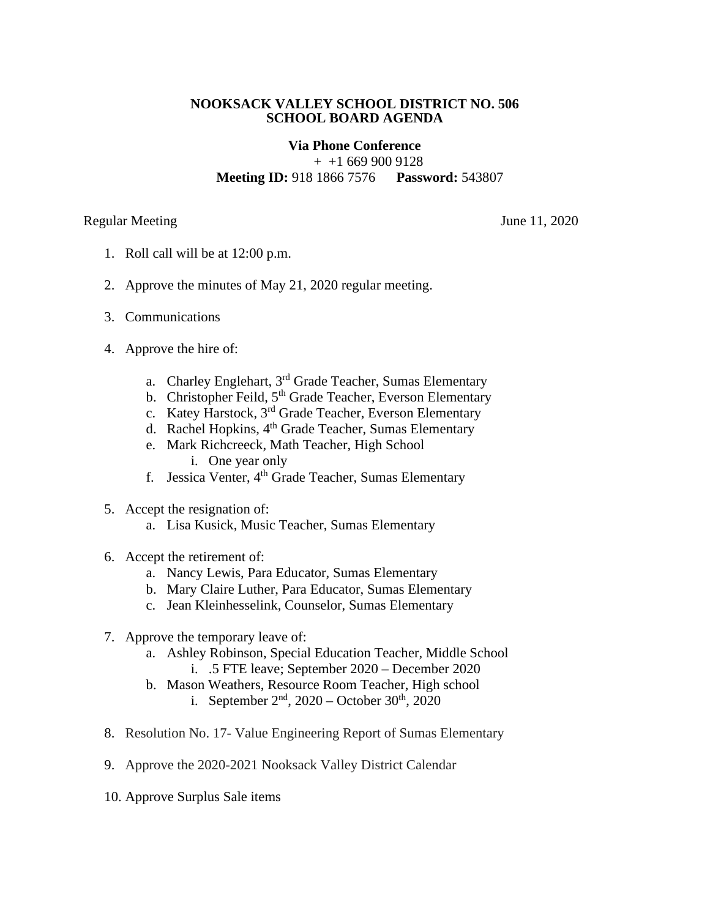**NOOKSACK VALLEY SCHOOL DISTRICT NO. 506**
**SCHOOL BOARD AGENDA**

**Via Phone Conference**
\+ +1 669 900 9128
**Meeting ID:** 918 1866 7576 **Password:** 543807

Regular Meeting June 11, 2020

1. Roll call will be at 12:00 p.m.

2. Approve the minutes of May 21, 2020 regular meeting.

3. Communications

4. Approve the hire of:

   a. Charley Englehart, 3rd Grade Teacher, Sumas Elementary
   b. Christopher Feild, 5th Grade Teacher, Everson Elementary
   c. Katey Harstock, 3rd Grade Teacher, Everson Elementary
   d. Rachel Hopkins, 4th Grade Teacher, Sumas Elementary
   e. Mark Richcreeck, Math Teacher, High School
      i. One year only
   f. Jessica Venter, 4th Grade Teacher, Sumas Elementary

5. Accept the resignation of:
   a. Lisa Kusick, Music Teacher, Sumas Elementary

6. Accept the retirement of:
   a. Nancy Lewis, Para Educator, Sumas Elementary
   b. Mary Claire Luther, Para Educator, Sumas Elementary
   c. Jean Kleinhesselink, Counselor, Sumas Elementary

7. Approve the temporary leave of:
   a. Ashley Robinson, Special Education Teacher, Middle School
      i. .5 FTE leave; September 2020 – December 2020
   b. Mason Weathers, Resource Room Teacher, High school
      i. September 2nd, 2020 – October 30th, 2020

8. Resolution No. 17- Value Engineering Report of Sumas Elementary

9. Approve the 2020-2021 Nooksack Valley District Calendar

10. Approve Surplus Sale items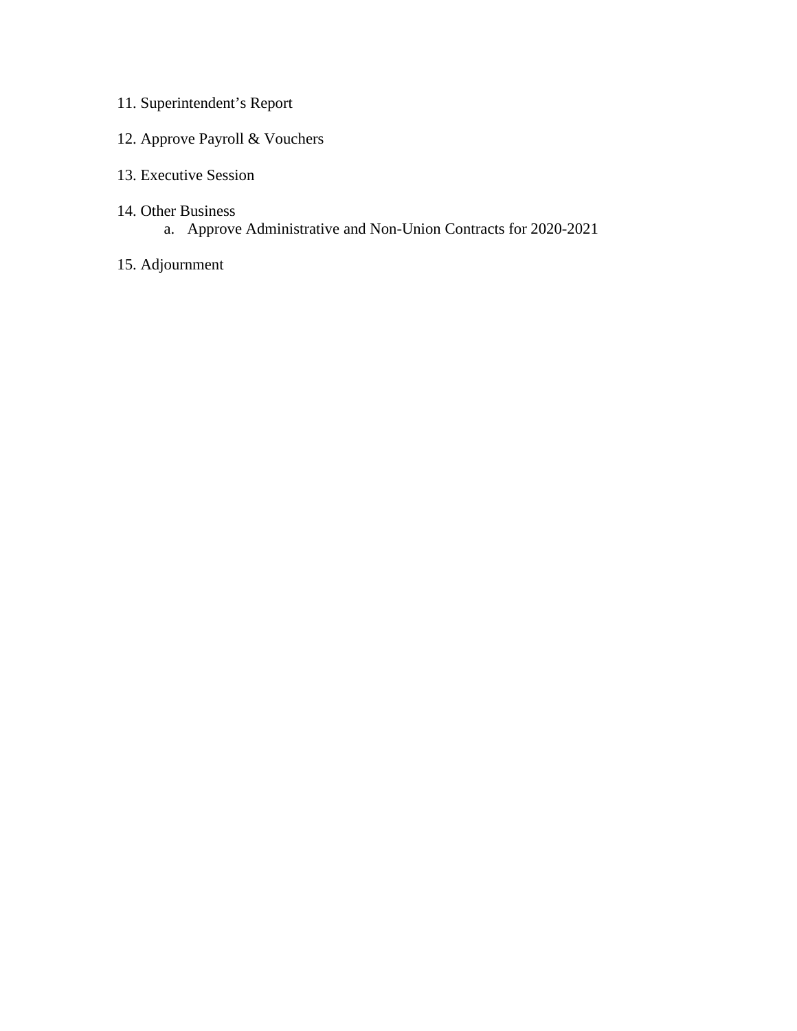11. Superintendent's Report

12. Approve Payroll & Vouchers

13. Executive Session

14. Other Business
    a. Approve Administrative and Non-Union Contracts for 2020-2021

15. Adjournment